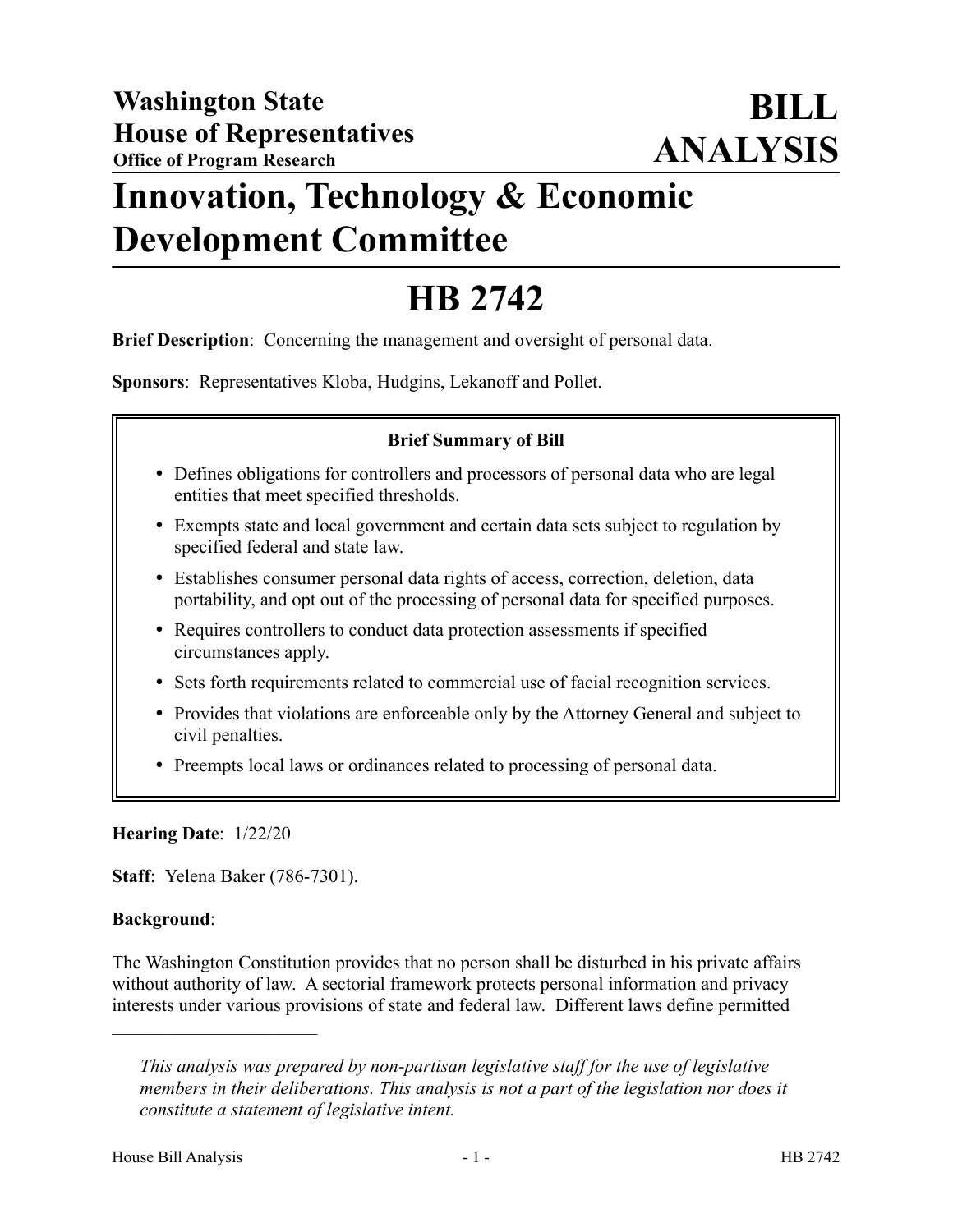**Washington State**
**House of Representatives**
**Office of Program Research**

# BILL ANALYSIS

# Innovation, Technology & Economic Development Committee

# HB 2742

**Brief Description**: Concerning the management and oversight of personal data.

**Sponsors**: Representatives Kloba, Hudgins, Lekanoff and Pollet.

**Brief Summary of Bill**

- Defines obligations for controllers and processors of personal data who are legal entities that meet specified thresholds.
- Exempts state and local government and certain data sets subject to regulation by specified federal and state law.
- Establishes consumer personal data rights of access, correction, deletion, data portability, and opt out of the processing of personal data for specified purposes.
- Requires controllers to conduct data protection assessments if specified circumstances apply.
- Sets forth requirements related to commercial use of facial recognition services.
- Provides that violations are enforceable only by the Attorney General and subject to civil penalties.
- Preempts local laws or ordinances related to processing of personal data.

**Hearing Date**: 1/22/20

**Staff**: Yelena Baker (786-7301).

**Background**:

The Washington Constitution provides that no person shall be disturbed in his private affairs without authority of law. A sectorial framework protects personal information and privacy interests under various provisions of state and federal law. Different laws define permitted

---

*This analysis was prepared by non-partisan legislative staff for the use of legislative members in their deliberations. This analysis is not a part of the legislation nor does it constitute a statement of legislative intent.*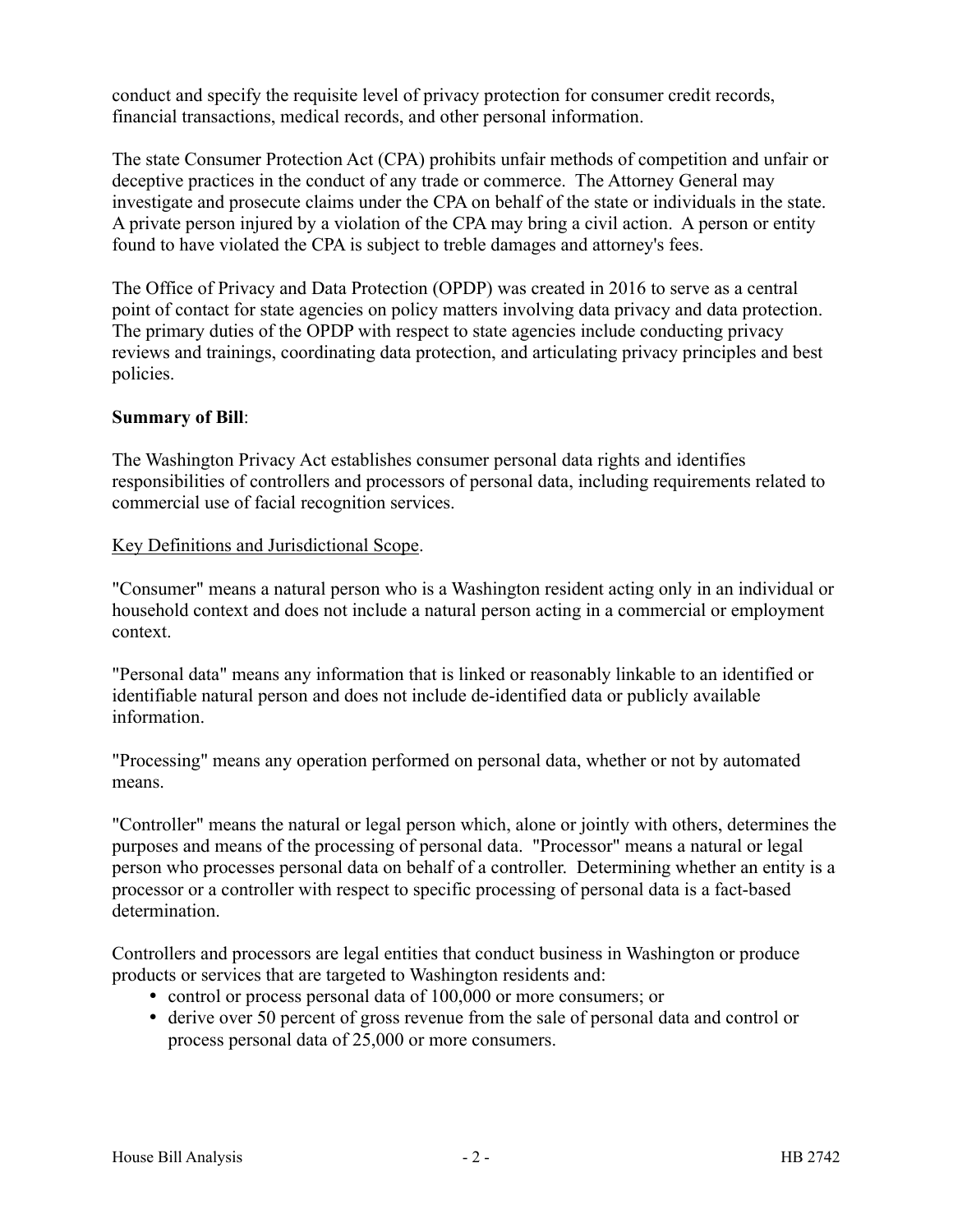conduct and specify the requisite level of privacy protection for consumer credit records, financial transactions, medical records, and other personal information.

The state Consumer Protection Act (CPA) prohibits unfair methods of competition and unfair or deceptive practices in the conduct of any trade or commerce. The Attorney General may investigate and prosecute claims under the CPA on behalf of the state or individuals in the state. A private person injured by a violation of the CPA may bring a civil action. A person or entity found to have violated the CPA is subject to treble damages and attorney's fees.

The Office of Privacy and Data Protection (OPDP) was created in 2016 to serve as a central point of contact for state agencies on policy matters involving data privacy and data protection. The primary duties of the OPDP with respect to state agencies include conducting privacy reviews and trainings, coordinating data protection, and articulating privacy principles and best policies.

**Summary of Bill**:

The Washington Privacy Act establishes consumer personal data rights and identifies responsibilities of controllers and processors of personal data, including requirements related to commercial use of facial recognition services.

Key Definitions and Jurisdictional Scope.

"Consumer" means a natural person who is a Washington resident acting only in an individual or household context and does not include a natural person acting in a commercial or employment context.

"Personal data" means any information that is linked or reasonably linkable to an identified or identifiable natural person and does not include de-identified data or publicly available information.

"Processing" means any operation performed on personal data, whether or not by automated means.

"Controller" means the natural or legal person which, alone or jointly with others, determines the purposes and means of the processing of personal data. "Processor" means a natural or legal person who processes personal data on behalf of a controller. Determining whether an entity is a processor or a controller with respect to specific processing of personal data is a fact-based determination.

Controllers and processors are legal entities that conduct business in Washington or produce products or services that are targeted to Washington residents and:

- control or process personal data of 100,000 or more consumers; or
- derive over 50 percent of gross revenue from the sale of personal data and control or process personal data of 25,000 or more consumers.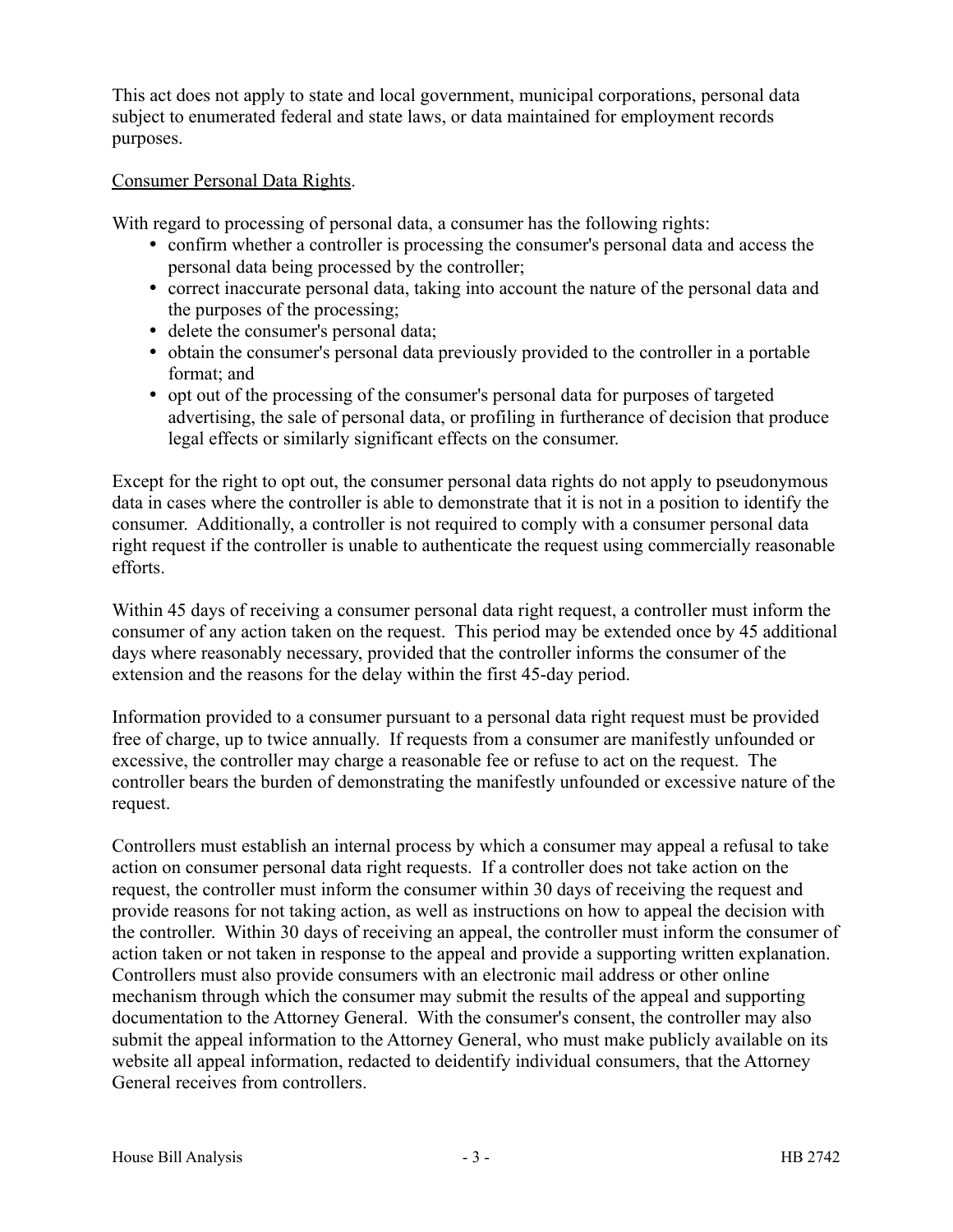This act does not apply to state and local government, municipal corporations, personal data subject to enumerated federal and state laws, or data maintained for employment records purposes.

Consumer Personal Data Rights.

With regard to processing of personal data, a consumer has the following rights:

- confirm whether a controller is processing the consumer's personal data and access the personal data being processed by the controller;
- correct inaccurate personal data, taking into account the nature of the personal data and the purposes of the processing;
- delete the consumer's personal data;
- obtain the consumer's personal data previously provided to the controller in a portable format; and
- opt out of the processing of the consumer's personal data for purposes of targeted advertising, the sale of personal data, or profiling in furtherance of decision that produce legal effects or similarly significant effects on the consumer.

Except for the right to opt out, the consumer personal data rights do not apply to pseudonymous data in cases where the controller is able to demonstrate that it is not in a position to identify the consumer. Additionally, a controller is not required to comply with a consumer personal data right request if the controller is unable to authenticate the request using commercially reasonable efforts.

Within 45 days of receiving a consumer personal data right request, a controller must inform the consumer of any action taken on the request. This period may be extended once by 45 additional days where reasonably necessary, provided that the controller informs the consumer of the extension and the reasons for the delay within the first 45-day period.

Information provided to a consumer pursuant to a personal data right request must be provided free of charge, up to twice annually. If requests from a consumer are manifestly unfounded or excessive, the controller may charge a reasonable fee or refuse to act on the request. The controller bears the burden of demonstrating the manifestly unfounded or excessive nature of the request.

Controllers must establish an internal process by which a consumer may appeal a refusal to take action on consumer personal data right requests. If a controller does not take action on the request, the controller must inform the consumer within 30 days of receiving the request and provide reasons for not taking action, as well as instructions on how to appeal the decision with the controller. Within 30 days of receiving an appeal, the controller must inform the consumer of action taken or not taken in response to the appeal and provide a supporting written explanation. Controllers must also provide consumers with an electronic mail address or other online mechanism through which the consumer may submit the results of the appeal and supporting documentation to the Attorney General. With the consumer's consent, the controller may also submit the appeal information to the Attorney General, who must make publicly available on its website all appeal information, redacted to deidentify individual consumers, that the Attorney General receives from controllers.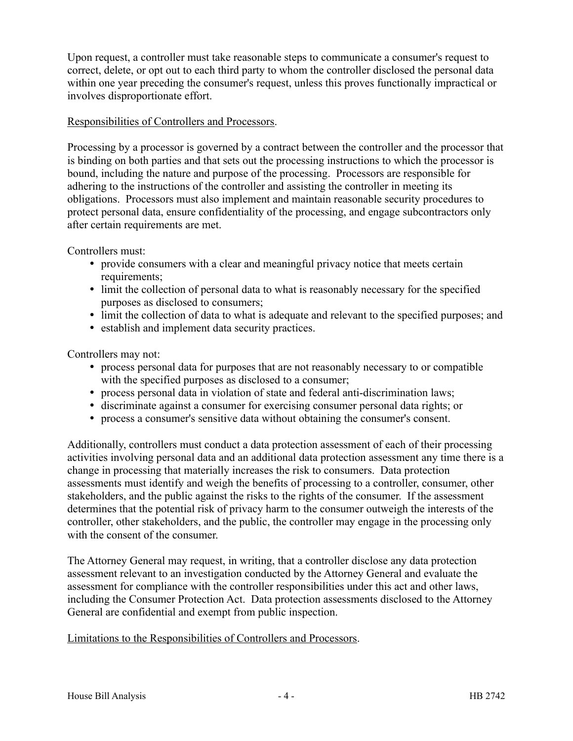Upon request, a controller must take reasonable steps to communicate a consumer's request to correct, delete, or opt out to each third party to whom the controller disclosed the personal data within one year preceding the consumer's request, unless this proves functionally impractical or involves disproportionate effort.

Responsibilities of Controllers and Processors.

Processing by a processor is governed by a contract between the controller and the processor that is binding on both parties and that sets out the processing instructions to which the processor is bound, including the nature and purpose of the processing. Processors are responsible for adhering to the instructions of the controller and assisting the controller in meeting its obligations. Processors must also implement and maintain reasonable security procedures to protect personal data, ensure confidentiality of the processing, and engage subcontractors only after certain requirements are met.

Controllers must:

- provide consumers with a clear and meaningful privacy notice that meets certain requirements;
- limit the collection of personal data to what is reasonably necessary for the specified purposes as disclosed to consumers;
- limit the collection of data to what is adequate and relevant to the specified purposes; and
- establish and implement data security practices.

Controllers may not:

- process personal data for purposes that are not reasonably necessary to or compatible with the specified purposes as disclosed to a consumer;
- process personal data in violation of state and federal anti-discrimination laws;
- discriminate against a consumer for exercising consumer personal data rights; or
- process a consumer's sensitive data without obtaining the consumer's consent.

Additionally, controllers must conduct a data protection assessment of each of their processing activities involving personal data and an additional data protection assessment any time there is a change in processing that materially increases the risk to consumers. Data protection assessments must identify and weigh the benefits of processing to a controller, consumer, other stakeholders, and the public against the risks to the rights of the consumer. If the assessment determines that the potential risk of privacy harm to the consumer outweigh the interests of the controller, other stakeholders, and the public, the controller may engage in the processing only with the consent of the consumer.

The Attorney General may request, in writing, that a controller disclose any data protection assessment relevant to an investigation conducted by the Attorney General and evaluate the assessment for compliance with the controller responsibilities under this act and other laws, including the Consumer Protection Act. Data protection assessments disclosed to the Attorney General are confidential and exempt from public inspection.

Limitations to the Responsibilities of Controllers and Processors.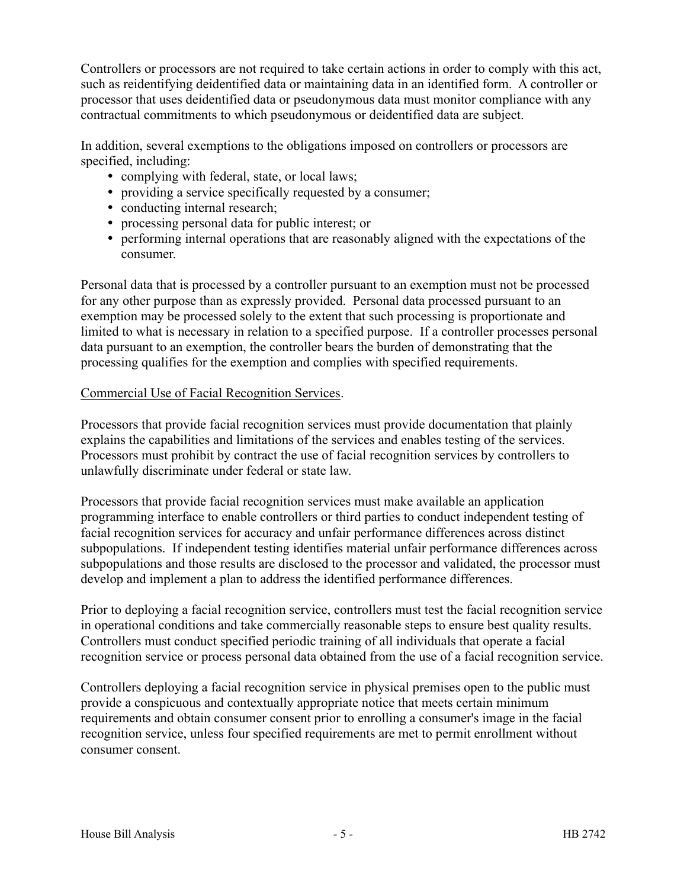Controllers or processors are not required to take certain actions in order to comply with this act, such as reidentifying deidentified data or maintaining data in an identified form. A controller or processor that uses deidentified data or pseudonymous data must monitor compliance with any contractual commitments to which pseudonymous or deidentified data are subject.

In addition, several exemptions to the obligations imposed on controllers or processors are specified, including:

- complying with federal, state, or local laws;
- providing a service specifically requested by a consumer;
- conducting internal research;
- processing personal data for public interest; or
- performing internal operations that are reasonably aligned with the expectations of the consumer.

Personal data that is processed by a controller pursuant to an exemption must not be processed for any other purpose than as expressly provided. Personal data processed pursuant to an exemption may be processed solely to the extent that such processing is proportionate and limited to what is necessary in relation to a specified purpose. If a controller processes personal data pursuant to an exemption, the controller bears the burden of demonstrating that the processing qualifies for the exemption and complies with specified requirements.

Commercial Use of Facial Recognition Services.

Processors that provide facial recognition services must provide documentation that plainly explains the capabilities and limitations of the services and enables testing of the services. Processors must prohibit by contract the use of facial recognition services by controllers to unlawfully discriminate under federal or state law.

Processors that provide facial recognition services must make available an application programming interface to enable controllers or third parties to conduct independent testing of facial recognition services for accuracy and unfair performance differences across distinct subpopulations. If independent testing identifies material unfair performance differences across subpopulations and those results are disclosed to the processor and validated, the processor must develop and implement a plan to address the identified performance differences.

Prior to deploying a facial recognition service, controllers must test the facial recognition service in operational conditions and take commercially reasonable steps to ensure best quality results. Controllers must conduct specified periodic training of all individuals that operate a facial recognition service or process personal data obtained from the use of a facial recognition service.

Controllers deploying a facial recognition service in physical premises open to the public must provide a conspicuous and contextually appropriate notice that meets certain minimum requirements and obtain consumer consent prior to enrolling a consumer's image in the facial recognition service, unless four specified requirements are met to permit enrollment without consumer consent.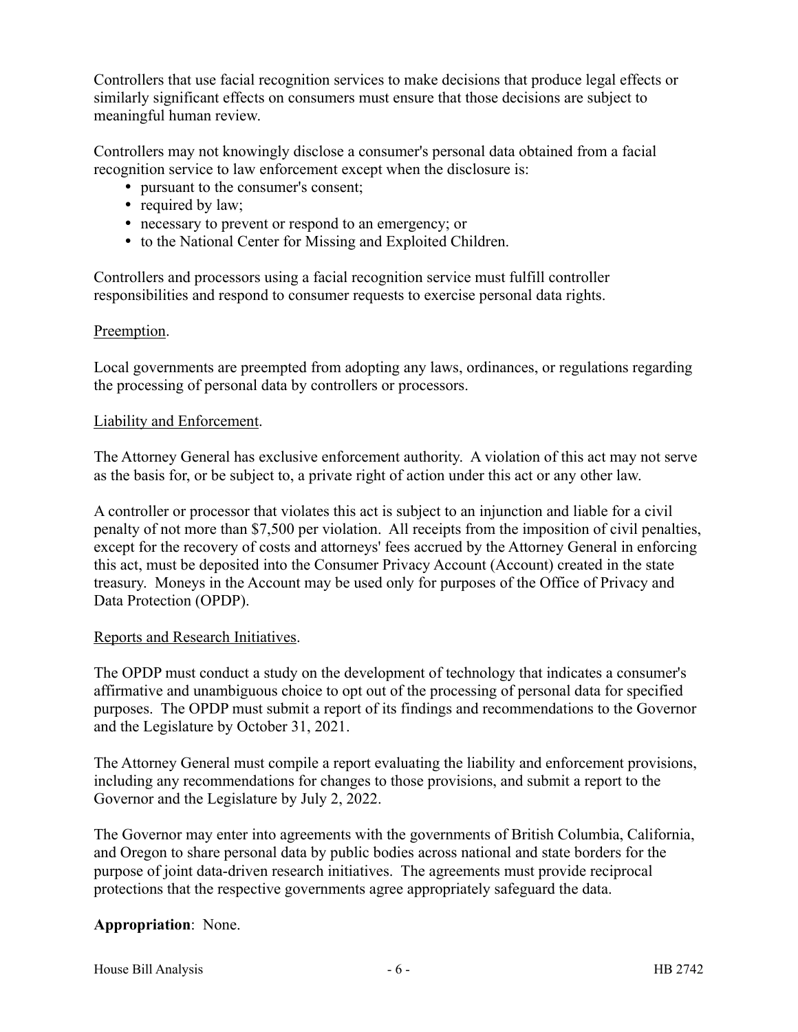Controllers that use facial recognition services to make decisions that produce legal effects or similarly significant effects on consumers must ensure that those decisions are subject to meaningful human review.

Controllers may not knowingly disclose a consumer's personal data obtained from a facial recognition service to law enforcement except when the disclosure is:

- pursuant to the consumer's consent;
- required by law;
- necessary to prevent or respond to an emergency; or
- to the National Center for Missing and Exploited Children.

Controllers and processors using a facial recognition service must fulfill controller responsibilities and respond to consumer requests to exercise personal data rights.

<u>Preemption</u>.

Local governments are preempted from adopting any laws, ordinances, or regulations regarding the processing of personal data by controllers or processors.

<u>Liability and Enforcement</u>.

The Attorney General has exclusive enforcement authority. A violation of this act may not serve as the basis for, or be subject to, a private right of action under this act or any other law.

A controller or processor that violates this act is subject to an injunction and liable for a civil penalty of not more than $7,500 per violation. All receipts from the imposition of civil penalties, except for the recovery of costs and attorneys' fees accrued by the Attorney General in enforcing this act, must be deposited into the Consumer Privacy Account (Account) created in the state treasury. Moneys in the Account may be used only for purposes of the Office of Privacy and Data Protection (OPDP).

<u>Reports and Research Initiatives</u>.

The OPDP must conduct a study on the development of technology that indicates a consumer's affirmative and unambiguous choice to opt out of the processing of personal data for specified purposes. The OPDP must submit a report of its findings and recommendations to the Governor and the Legislature by October 31, 2021.

The Attorney General must compile a report evaluating the liability and enforcement provisions, including any recommendations for changes to those provisions, and submit a report to the Governor and the Legislature by July 2, 2022.

The Governor may enter into agreements with the governments of British Columbia, California, and Oregon to share personal data by public bodies across national and state borders for the purpose of joint data-driven research initiatives. The agreements must provide reciprocal protections that the respective governments agree appropriately safeguard the data.

**Appropriation**: None.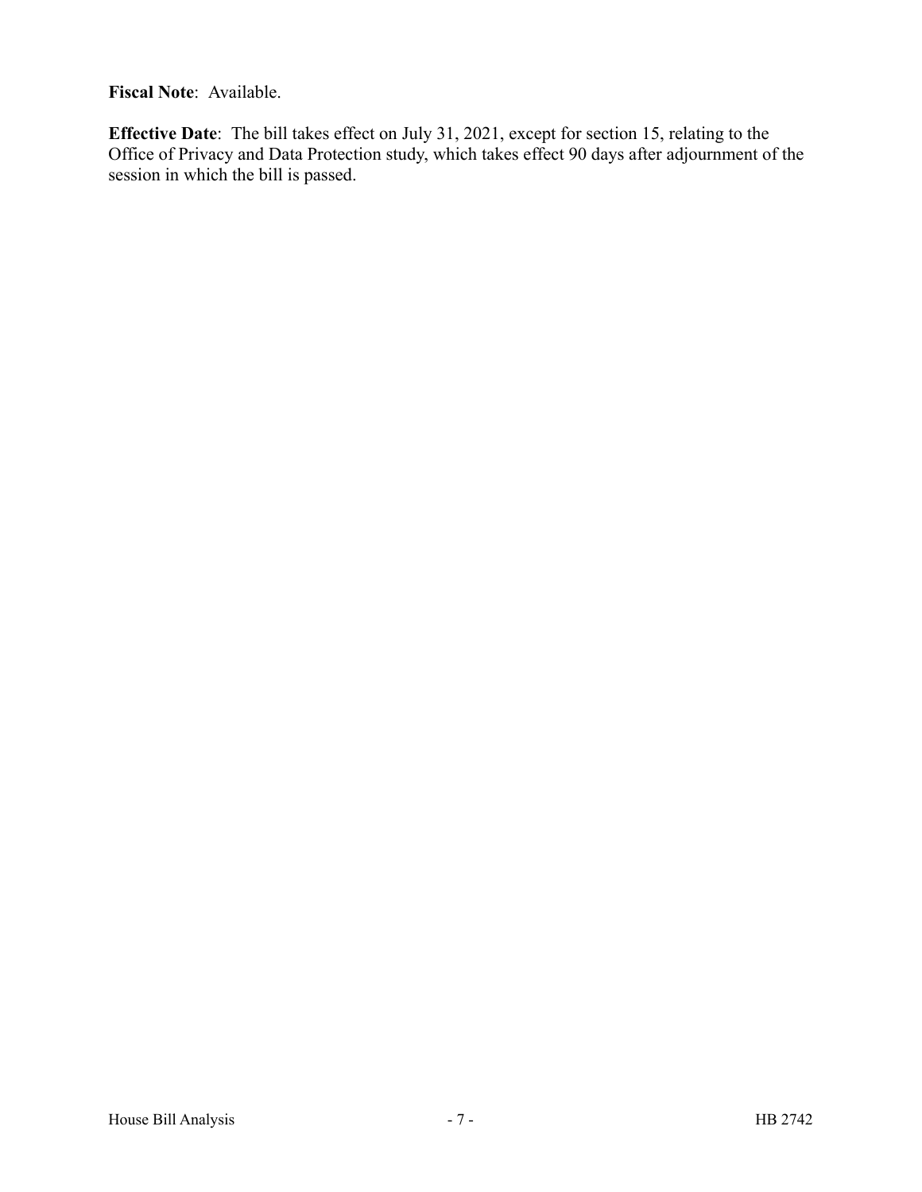**Fiscal Note**: Available.

**Effective Date**: The bill takes effect on July 31, 2021, except for section 15, relating to the Office of Privacy and Data Protection study, which takes effect 90 days after adjournment of the session in which the bill is passed.